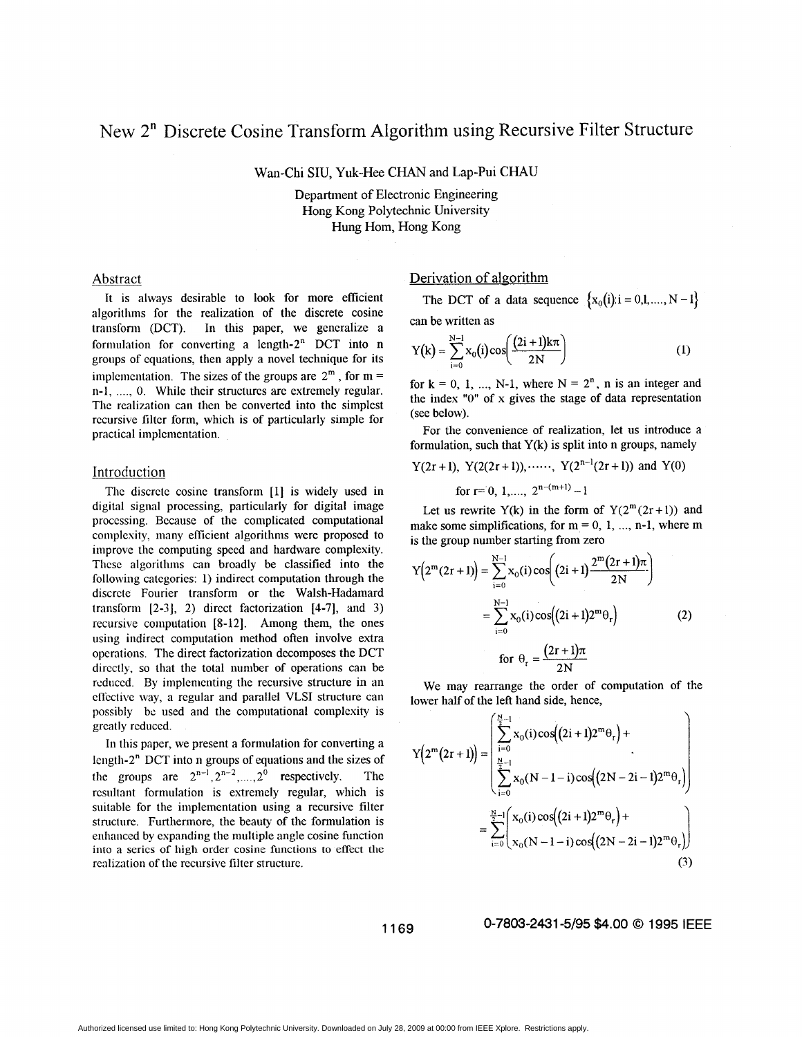# New $2^n$ Discrete Cosine Transform Algorithm using Recursive Filter Structure

Wan-Chi SIU, Yuk-Hee CHAN and Lap-Pui CHAU

Department of Electronic Engineering
Hong Kong Polytechnic University
Hung Hom, Hong Kong

## Abstract

It is always desirable to look for more efficient algorithms for the realization of the discrete cosine transform (DCT). In this paper, we generalize a formulation for converting a length-$2^n$ DCT into n groups of equations, then apply a novel technique for its implementation. The sizes of the groups are $2^m$, for m = n-1, ...., 0. While their structures are extremely regular. The realization can then be converted into the simplest recursive filter form, which is of particularly simple for practical implementation.

## Introduction

The discrete cosine transform [1] is widely used in digital signal processing, particularly for digital image processing. Because of the complicated computational complexity, many efficient algorithms were proposed to improve the computing speed and hardware complexity. These algorithms can broadly be classified into the following categories: 1) indirect computation through the discrete Fourier transform or the Walsh-Hadamard transform [2-3], 2) direct factorization [4-7], and 3) recursive computation [8-12]. Among them, the ones using indirect computation method often involve extra operations. The direct factorization decomposes the DCT directly, so that the total number of operations can be reduced. By implementing the recursive structure in an effective way, a regular and parallel VLSI structure can possibly be used and the computational complexity is greatly reduced.

In this paper, we present a formulation for converting a length-$2^n$ DCT into n groups of equations and the sizes of the groups are $2^{n-1}, 2^{n-2}, ...., 2^0$ respectively. The resultant formulation is extremely regular, which is suitable for the implementation using a recursive filter structure. Furthermore, the beauty of the formulation is enhanced by expanding the multiple angle cosine function into a series of high order cosine functions to effect the realization of the recursive filter structure.

## Derivation of algorithm

The DCT of a data sequence $\{x_0(i): i = 0,1,....,N-1\}$ can be written as

$$Y(k) = \sum_{i=0}^{N-1} x_0(i)\cos\left(\frac{(2i+1)k\pi}{2N}\right) \tag{1}$$

for k = 0, 1, ..., N-1, where $N = 2^n$, n is an integer and the index "0" of x gives the stage of data representation (see below).

For the convenience of realization, let us introduce a formulation, such that Y(k) is split into n groups, namely

$$Y(2r+1),\ Y(2(2r+1)), \cdots\cdots,\ Y(2^{n-1}(2r+1)) \text{ and } Y(0)$$

$$\text{for } r = 0, 1, ...., 2^{n-(m+1)} - 1$$

Let us rewrite Y(k) in the form of $Y(2^m(2r+1))$ and make some simplifications, for m = 0, 1, ..., n-1, where m is the group number starting from zero

$$Y\left(2^m(2r+1)\right) = \sum_{i=0}^{N-1} x_0(i)\cos\left((2i+1)\frac{2^m(2r+1)\pi}{2N}\right)$$

$$= \sum_{i=0}^{N-1} x_0(i)\cos\left((2i+1)2^m\theta_r\right) \tag{2}$$

$$\text{for } \theta_r = \frac{(2r+1)\pi}{2N}$$

We may rearrange the order of computation of the lower half of the left hand side, hence,

$$Y\left(2^m(2r+1)\right) = \left(\begin{array}{l} \sum_{i=0}^{\frac{N}{2}-1} x_0(i)\cos\left((2i+1)2^m\theta_r\right) + \\ \sum_{i=0}^{\frac{N}{2}-1} x_0(N-1-i)\cos\left((2N-2i-1)2^m\theta_r\right) \end{array}\right)$$

$$= \sum_{i=0}^{\frac{N}{2}-1}\left(\begin{array}{l} x_0(i)\cos\left((2i+1)2^m\theta_r\right) + \\ x_0(N-1-i)\cos\left((2N-2i-1)2^m\theta_r\right) \end{array}\right) \tag{3}$$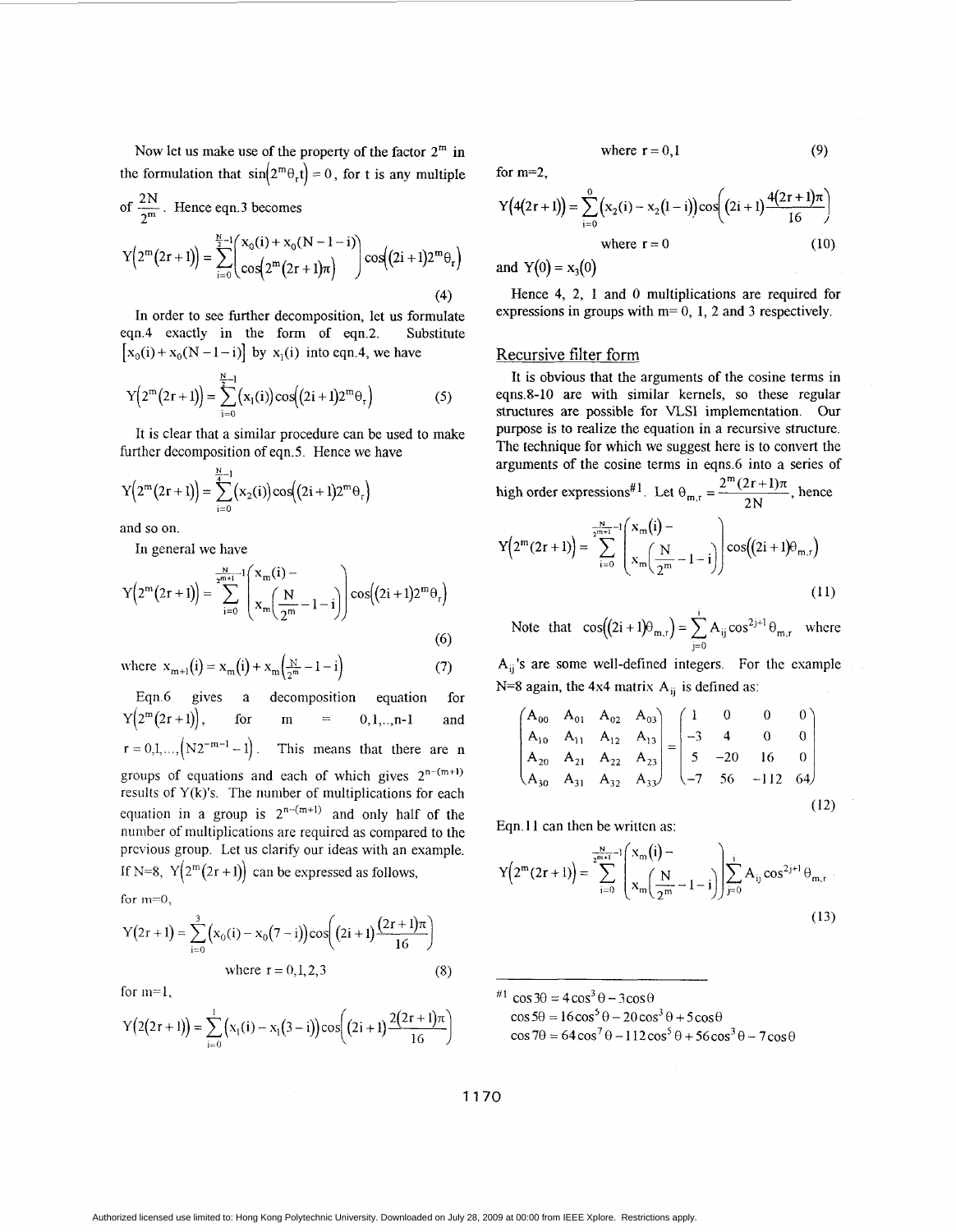Now let us make use of the property of the factor $2^m$ in the formulation that $\sin(2^m\theta_r t)=0$, for t is any multiple of $\frac{2N}{2^m}$. Hence eqn.3 becomes

$$Y\left(2^m(2r+1)\right)=\sum_{i=0}^{\frac{N}{2}-1}\begin{pmatrix}x_0(i)+x_0(N-1-i)\\ \cos\left(2^m(2r+1)\pi\right)\end{pmatrix}\cos\left((2i+1)2^m\theta_r\right) \tag{4}$$

In order to see further decomposition, let us formulate eqn.4 exactly in the form of eqn.2. Substitute $[x_0(i)+x_0(N-1-i)]$ by $x_1(i)$ into eqn.4, we have

$$Y\left(2^m(2r+1)\right)=\sum_{i=0}^{\frac{N}{2}-1}\left(x_1(i)\right)\cos\left((2i+1)2^m\theta_r\right) \tag{5}$$

It is clear that a similar procedure can be used to make further decomposition of eqn.5. Hence we have

$$Y\left(2^m(2r+1)\right)=\sum_{i=0}^{\frac{N}{4}-1}\left(x_2(i)\right)\cos\left((2i+1)2^m\theta_r\right)$$

and so on.

In general we have

$$Y\left(2^m(2r+1)\right)=\sum_{i=0}^{\frac{N}{2^{m+1}}-1}\begin{pmatrix}x_m(i)-\\ x_m\left(\frac{N}{2^m}-1-i\right)\end{pmatrix}\cos\left((2i+1)2^m\theta_r\right) \tag{6}$$

$$\text{where } x_{m+1}(i)=x_m(i)+x_m\left(\tfrac{N}{2^m}-1-i\right) \tag{7}$$

Eqn.6 gives a decomposition equation for $Y\left(2^m(2r+1)\right)$, for $m = 0,1,..,n-1$ and $r=0,1,\ldots,\left(N2^{-m-1}-1\right)$. This means that there are n groups of equations and each of which gives $2^{n-(m+1)}$ results of Y(k)'s. The number of multiplications for each equation in a group is $2^{n-(m+1)}$ and only half of the number of multiplications are required as compared to the previous group. Let us clarify our ideas with an example. If N=8, $Y\left(2^m(2r+1)\right)$ can be expressed as follows,

for m=0,

$$Y(2r+1)=\sum_{i=0}^{3}\left(x_0(i)-x_0(7-i)\right)\cos\left((2i+1)\frac{(2r+1)\pi}{16}\right)$$

$$\text{where } r=0,1,2,3 \tag{8}$$

for m=1,

$$Y\left(2(2r+1)\right)=\sum_{i=0}^{1}\left(x_1(i)-x_1(3-i)\right)\cos\left((2i+1)\frac{2(2r+1)\pi}{16}\right)$$

$$\text{where } r=0,1 \tag{9}$$

for m=2,

$$Y\left(4(2r+1)\right)=\sum_{i=0}^{0}\left(x_2(i)-x_2(1-i)\right)\cos\left((2i+1)\frac{4(2r+1)\pi}{16}\right)$$

$$\text{where } r=0 \tag{10}$$

and $Y(0)=x_3(0)$

Hence 4, 2, 1 and 0 multiplications are required for expressions in groups with m= 0, 1, 2 and 3 respectively.

## Recursive filter form

It is obvious that the arguments of the cosine terms in eqns.8-10 are with similar kernels, so these regular structures are possible for VLSI implementation. Our purpose is to realize the equation in a recursive structure. The technique for which we suggest here is to convert the arguments of the cosine terms in eqns.6 into a series of high order expressions[#1]. Let $\theta_{m,r}=\frac{2^m(2r+1)\pi}{2N}$, hence

$$Y\left(2^m(2r+1)\right)=\sum_{i=0}^{\frac{N}{2^{m+1}}-1}\begin{pmatrix}x_m(i)-\\ x_m\left(\frac{N}{2^m}-1-i\right)\end{pmatrix}\cos\left((2i+1)\theta_{m,r}\right) \tag{11}$$

Note that $\cos\left((2i+1)\theta_{m,r}\right)=\sum_{j=0}^{i}A_{ij}\cos^{2j+1}\theta_{m,r}$ where $A_{ij}$'s are some well-defined integers. For the example N=8 again, the 4x4 matrix $A_{ij}$ is defined as:

$$\begin{pmatrix}A_{00} & A_{01} & A_{02} & A_{03}\\ A_{10} & A_{11} & A_{12} & A_{13}\\ A_{20} & A_{21} & A_{22} & A_{23}\\ A_{30} & A_{31} & A_{32} & A_{33}\end{pmatrix}=\begin{pmatrix}1 & 0 & 0 & 0\\ -3 & 4 & 0 & 0\\ 5 & -20 & 16 & 0\\ -7 & 56 & -112 & 64\end{pmatrix} \tag{12}$$

Eqn.11 can then be written as:

$$Y\left(2^m(2r+1)\right)=\sum_{i=0}^{\frac{N}{2^{m+1}}-1}\begin{pmatrix}x_m(i)-\\ x_m\left(\frac{N}{2^m}-1-i\right)\end{pmatrix}\sum_{j=0}^{i}A_{ij}\cos^{2j+1}\theta_{m,r} \tag{13}$$

---

[#1] $\cos 3\theta = 4\cos^3\theta - 3\cos\theta$

$\cos 5\theta = 16\cos^5\theta - 20\cos^3\theta + 5\cos\theta$

$\cos 7\theta = 64\cos^7\theta - 112\cos^5\theta + 56\cos^3\theta - 7\cos\theta$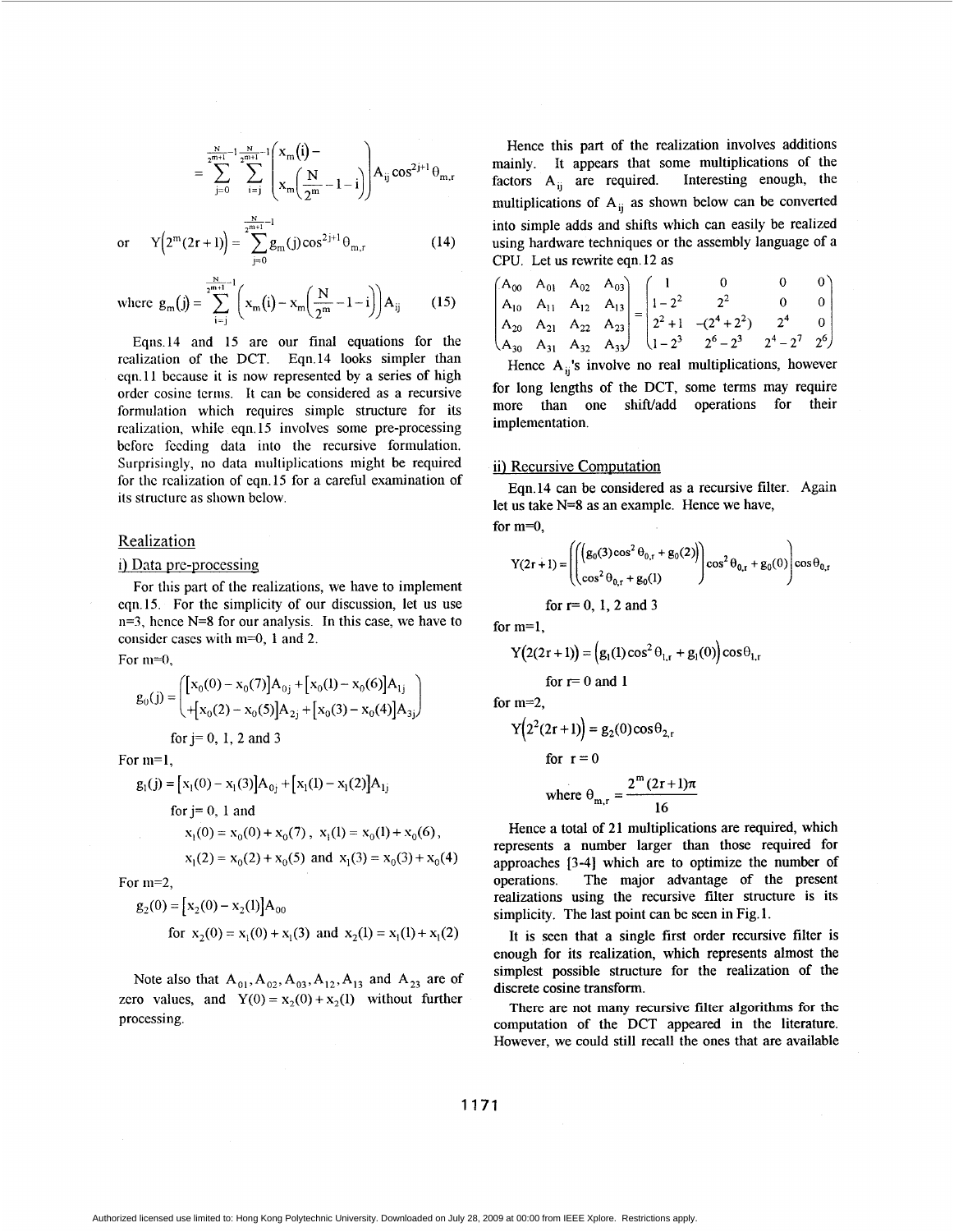$$= \sum_{j=0}^{\frac{N}{2^{m+1}}-1} \sum_{i=j}^{\frac{N}{2^{m+1}}-1} \begin{pmatrix} x_m(i) - \\ x_m\left(\frac{N}{2^m} - 1 - i\right) \end{pmatrix} A_{ij} \cos^{2j+1} \theta_{m,r}$$

or
$$Y\left(2^m(2r+1)\right) = \sum_{j=0}^{\frac{N}{2^{m+1}}-1} g_m(j) \cos^{2j+1} \theta_{m,r} \tag{14}$$

$$\text{where } g_m(j) = \sum_{i=j}^{\frac{N}{2^{m+1}}-1} \left(x_m(i) - x_m\left(\frac{N}{2^m} - 1 - i\right)\right) A_{ij} \tag{15}$$

Eqns.14 and 15 are our final equations for the realization of the DCT. Eqn.14 looks simpler than eqn.11 because it is now represented by a series of high order cosine terms. It can be considered as a recursive formulation which requires simple structure for its realization, while eqn.15 involves some pre-processing before feeding data into the recursive formulation. Surprisingly, no data multiplications might be required for the realization of eqn.15 for a careful examination of its structure as shown below.

## Realization

### i) Data pre-processing

For this part of the realizations, we have to implement eqn.15. For the simplicity of our discussion, let us use n=3, hence N=8 for our analysis. In this case, we have to consider cases with m=0, 1 and 2.

For m=0,

$$g_0(j) = \begin{pmatrix} [x_0(0) - x_0(7)]A_{0j} + [x_0(1) - x_0(6)]A_{1j} \\ +[x_0(2) - x_0(5)]A_{2j} + [x_0(3) - x_0(4)]A_{3j} \end{pmatrix}$$

for j= 0, 1, 2 and 3

For m=1,

$$g_1(j) = [x_1(0) - x_1(3)]A_{0j} + [x_1(1) - x_1(2)]A_{1j}$$

for j= 0, 1 and

$$x_1(0) = x_0(0) + x_0(7),\ x_1(1) = x_0(1) + x_0(6),$$

$$x_1(2) = x_0(2) + x_0(5) \text{ and } x_1(3) = x_0(3) + x_0(4)$$

For m=2,

$$g_2(0) = [x_2(0) - x_2(1)]A_{00}$$

for $x_2(0) = x_1(0) + x_1(3)$ and $x_2(1) = x_1(1) + x_1(2)$

Note also that $A_{01}, A_{02}, A_{03}, A_{12}, A_{13}$ and $A_{23}$ are of zero values, and $Y(0) = x_2(0) + x_2(1)$ without further processing.

Hence this part of the realization involves additions mainly. It appears that some multiplications of the factors $A_{ij}$ are required. Interesting enough, the multiplications of $A_{ij}$ as shown below can be converted into simple adds and shifts which can easily be realized using hardware techniques or the assembly language of a CPU. Let us rewrite eqn.12 as

$$\begin{pmatrix} A_{00} & A_{01} & A_{02} & A_{03} \\ A_{10} & A_{11} & A_{12} & A_{13} \\ A_{20} & A_{21} & A_{22} & A_{23} \\ A_{30} & A_{31} & A_{32} & A_{33} \end{pmatrix} = \begin{pmatrix} 1 & 0 & 0 & 0 \\ 1-2^2 & 2^2 & 0 & 0 \\ 2^2+1 & -(2^4+2^2) & 2^4 & 0 \\ 1-2^3 & 2^6-2^3 & 2^4-2^7 & 2^6 \end{pmatrix}$$

Hence $A_{ij}$'s involve no real multiplications, however for long lengths of the DCT, some terms may require more than one shift/add operations for their implementation.

### ii) Recursive Computation

Eqn.14 can be considered as a recursive filter. Again let us take N=8 as an example. Hence we have,

for m=0,

$$Y(2r+1) = \left( \left( \begin{pmatrix} (g_0(3)\cos^2\theta_{0,r} + g_0(2)) \\ \cos^2\theta_{0,r} + g_0(1) \end{pmatrix} \right) \cos^2\theta_{0,r} + g_0(0) \right) \cos\theta_{0,r}$$

for r= 0, 1, 2 and 3

for m=1,

$$Y(2(2r+1)) = \left(g_1(1)\cos^2\theta_{1,r} + g_1(0)\right)\cos\theta_{1,r}$$

for r= 0 and 1

for m=2,

$$Y\left(2^2(2r+1)\right) = g_2(0)\cos\theta_{2,r}$$

for r = 0

$$\text{where } \theta_{m,r} = \frac{2^m(2r+1)\pi}{16}$$

Hence a total of 21 multiplications are required, which represents a number larger than those required for approaches [3-4] which are to optimize the number of operations. The major advantage of the present realizations using the recursive filter structure is its simplicity. The last point can be seen in Fig.1.

It is seen that a single first order recursive filter is enough for its realization, which represents almost the simplest possible structure for the realization of the discrete cosine transform.

There are not many recursive filter algorithms for the computation of the DCT appeared in the literature. However, we could still recall the ones that are available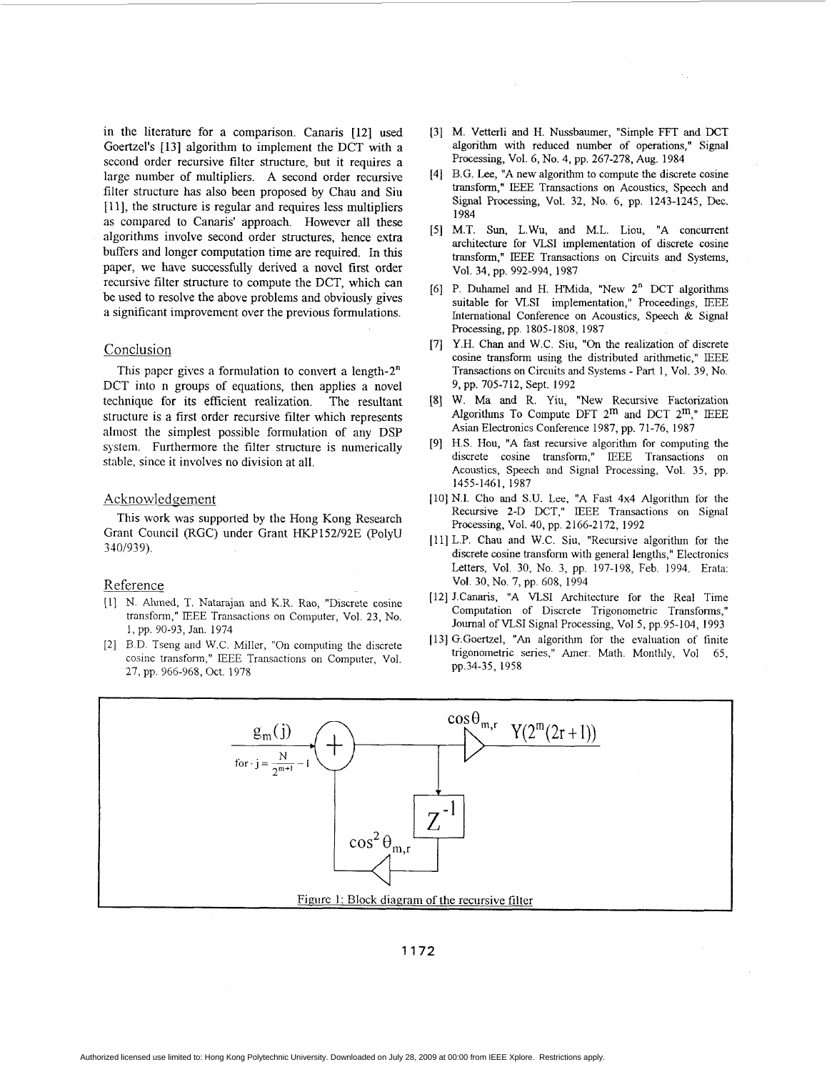in the literature for a comparison. Canaris [12] used Goertzel's [13] algorithm to implement the DCT with a second order recursive filter structure, but it requires a large number of multipliers. A second order recursive filter structure has also been proposed by Chau and Siu [11], the structure is regular and requires less multipliers as compared to Canaris' approach. However all these algorithms involve second order structures, hence extra buffers and longer computation time are required. In this paper, we have successfully derived a novel first order recursive filter structure to compute the DCT, which can be used to resolve the above problems and obviously gives a significant improvement over the previous formulations.

## Conclusion

This paper gives a formulation to convert a length-$2^n$ DCT into n groups of equations, then applies a novel technique for its efficient realization. The resultant structure is a first order recursive filter which represents almost the simplest possible formulation of any DSP system. Furthermore the filter structure is numerically stable, since it involves no division at all.

## Acknowledgement

This work was supported by the Hong Kong Research Grant Council (RGC) under Grant HKP152/92E (PolyU 340/939).

## Reference

[1] N. Ahmed, T. Natarajan and K.R. Rao, "Discrete cosine transform," IEEE Transactions on Computer, Vol. 23, No. 1, pp. 90-93, Jan. 1974

[2] B.D. Tseng and W.C. Miller, "On computing the discrete cosine transform," IEEE Transactions on Computer, Vol. 27, pp. 966-968, Oct. 1978

[3] M. Vetterli and H. Nussbaumer, "Simple FFT and DCT algorithm with reduced number of operations," Signal Processing, Vol. 6, No. 4, pp. 267-278, Aug. 1984

[4] B.G. Lee, "A new algorithm to compute the discrete cosine transform," IEEE Transactions on Acoustics, Speech and Signal Processing, Vol. 32, No. 6, pp. 1243-1245, Dec. 1984

[5] M.T. Sun, L.Wu, and M.L. Liou, "A concurrent architecture for VLSI implementation of discrete cosine transform," IEEE Transactions on Circuits and Systems, Vol. 34, pp. 992-994, 1987

[6] P. Duhamel and H. H'Mida, "New $2^n$ DCT algorithms suitable for VLSI implementation," Proceedings, IEEE International Conference on Acoustics, Speech & Signal Processing, pp. 1805-1808, 1987

[7] Y.H. Chan and W.C. Siu, "On the realization of discrete cosine transform using the distributed arithmetic," IEEE Transactions on Circuits and Systems - Part 1, Vol. 39, No. 9, pp. 705-712, Sept. 1992

[8] W. Ma and R. Yiu, "New Recursive Factorization Algorithms To Compute DFT $2^m$ and DCT $2^m$," IEEE Asian Electronics Conference 1987, pp. 71-76, 1987

[9] H.S. Hou, "A fast recursive algorithm for computing the discrete cosine transform," IEEE Transactions on Acoustics, Speech and Signal Processing, Vol. 35, pp. 1455-1461, 1987

[10] N.I. Cho and S.U. Lee, "A Fast 4x4 Algorithm for the Recursive 2-D DCT," IEEE Transactions on Signal Processing, Vol. 40, pp. 2166-2172, 1992

[11] L.P. Chau and W.C. Siu, "Recursive algorithm for the discrete cosine transform with general lengths," Electronics Letters, Vol. 30, No. 3, pp. 197-198, Feb. 1994. Erata: Vol. 30, No. 7, pp. 608, 1994

[12] J.Canaris, "A VLSI Architecture for the Real Time Computation of Discrete Trigonometric Transforms," Journal of VLSI Signal Processing, Vol 5, pp.95-104, 1993

[13] G.Goertzel, "An algorithm for the evaluation of finite trigonometric series," Amer. Math. Monthly, Vol 65, pp.34-35, 1958

$g_m(j)$

for $j = \frac{N}{2^{m+1}} - 1$

$\cos\theta_{m,r}$

$Y(2^m(2r+1))$

$Z^{-1}$

$\cos^2\theta_{m,r}$

Figure 1: Block diagram of the recursive filter